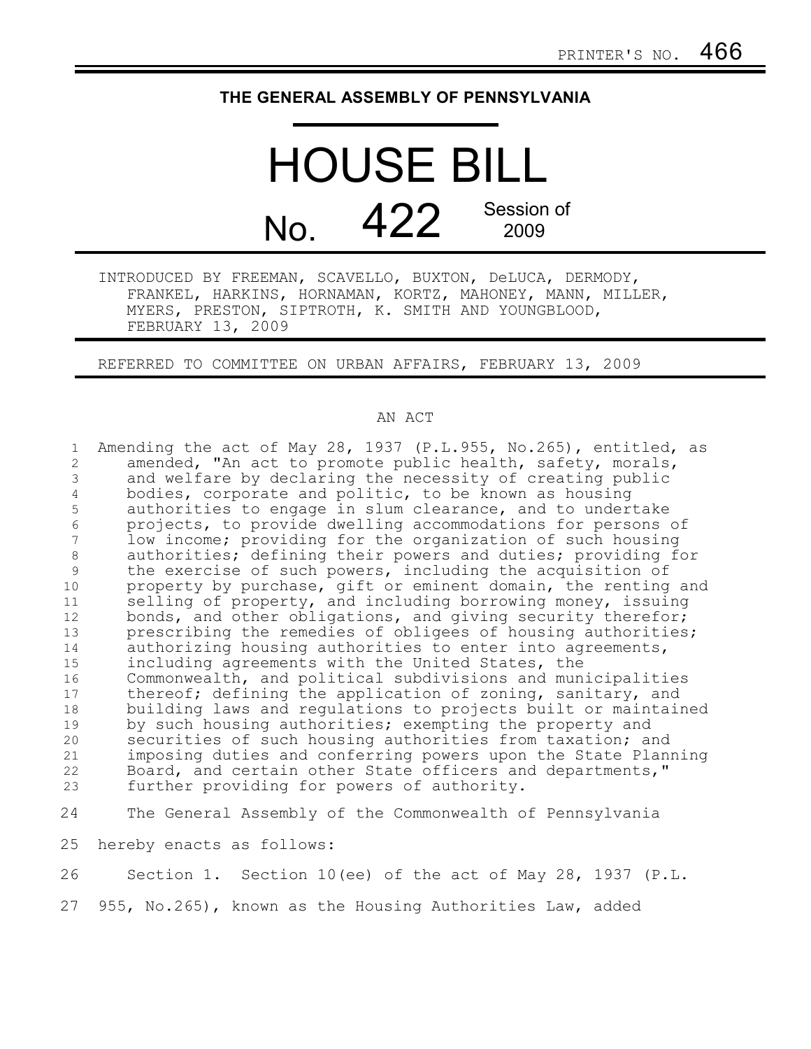PRINTER'S NO. 466

# THE GENERAL ASSEMBLY OF PENNSYLVANIA

# HOUSE BILL

## No. 422 Session of 2009

INTRODUCED BY FREEMAN, SCAVELLO, BUXTON, DeLUCA, DERMODY, FRANKEL, HARKINS, HORNAMAN, KORTZ, MAHONEY, MANN, MILLER, MYERS, PRESTON, SIPTROTH, K. SMITH AND YOUNGBLOOD, FEBRUARY 13, 2009

REFERRED TO COMMITTEE ON URBAN AFFAIRS, FEBRUARY 13, 2009

AN ACT

Amending the act of May 28, 1937 (P.L.955, No.265), entitled, as amended, "An act to promote public health, safety, morals, and welfare by declaring the necessity of creating public bodies, corporate and politic, to be known as housing authorities to engage in slum clearance, and to undertake projects, to provide dwelling accommodations for persons of low income; providing for the organization of such housing authorities; defining their powers and duties; providing for the exercise of such powers, including the acquisition of property by purchase, gift or eminent domain, the renting and selling of property, and including borrowing money, issuing bonds, and other obligations, and giving security therefor; prescribing the remedies of obligees of housing authorities; authorizing housing authorities to enter into agreements, including agreements with the United States, the Commonwealth, and political subdivisions and municipalities thereof; defining the application of zoning, sanitary, and building laws and regulations to projects built or maintained by such housing authorities; exempting the property and securities of such housing authorities from taxation; and imposing duties and conferring powers upon the State Planning Board, and certain other State officers and departments," further providing for powers of authority.

The General Assembly of the Commonwealth of Pennsylvania hereby enacts as follows:

Section 1. Section 10(ee) of the act of May 28, 1937 (P.L. 955, No.265), known as the Housing Authorities Law, added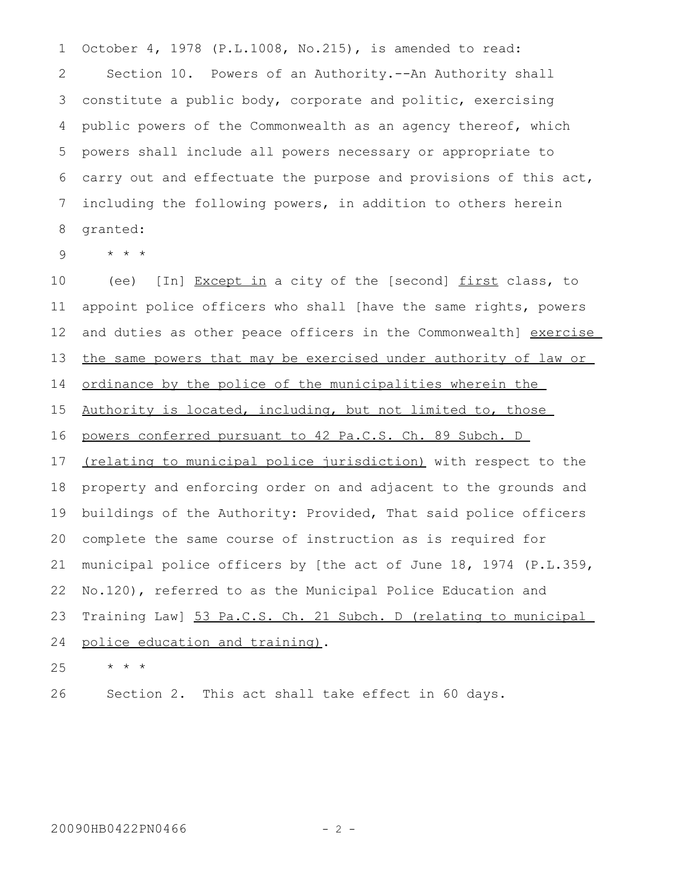October 4, 1978 (P.L.1008, No.215), is amended to read:

Section 10. Powers of an Authority.--An Authority shall constitute a public body, corporate and politic, exercising public powers of the Commonwealth as an agency thereof, which powers shall include all powers necessary or appropriate to carry out and effectuate the purpose and provisions of this act, including the following powers, in addition to others herein granted:

\* \* \*

(ee) [In] Except in a city of the [second] first class, to appoint police officers who shall [have the same rights, powers and duties as other peace officers in the Commonwealth] exercise the same powers that may be exercised under authority of law or ordinance by the police of the municipalities wherein the Authority is located, including, but not limited to, those powers conferred pursuant to 42 Pa.C.S. Ch. 89 Subch. D (relating to municipal police jurisdiction) with respect to the property and enforcing order on and adjacent to the grounds and buildings of the Authority: Provided, That said police officers complete the same course of instruction as is required for municipal police officers by [the act of June 18, 1974 (P.L.359, No.120), referred to as the Municipal Police Education and Training Law] 53 Pa.C.S. Ch. 21 Subch. D (relating to municipal police education and training).

\* \* \*

Section 2. This act shall take effect in 60 days.